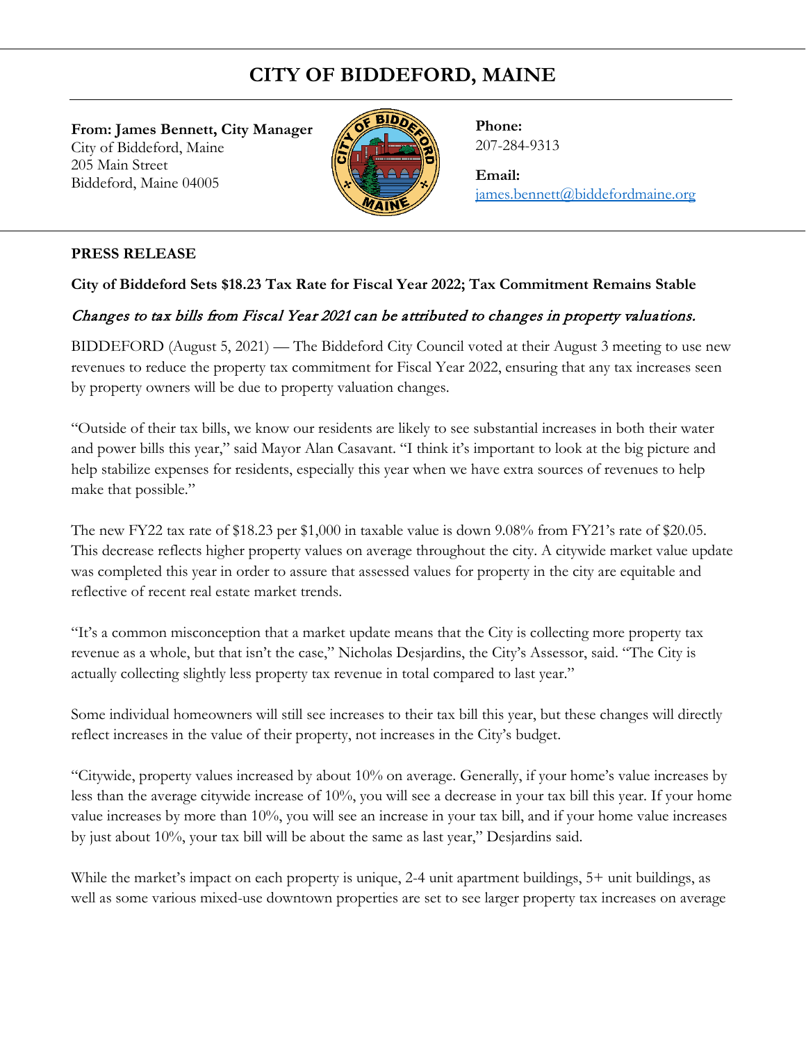# CITY OF BIDDEFORD, MAINE

**From: James Bennett, City Manager**
City of Biddeford, Maine
205 Main Street
Biddeford, Maine 04005

**Phone:**
207-284-9313

**Email:**
james.bennett@biddefordmaine.org

**PRESS RELEASE**

**City of Biddeford Sets $18.23 Tax Rate for Fiscal Year 2022; Tax Commitment Remains Stable**

*Changes to tax bills from Fiscal Year 2021 can be attributed to changes in property valuations.*

BIDDEFORD (August 5, 2021) — The Biddeford City Council voted at their August 3 meeting to use new revenues to reduce the property tax commitment for Fiscal Year 2022, ensuring that any tax increases seen by property owners will be due to property valuation changes.

"Outside of their tax bills, we know our residents are likely to see substantial increases in both their water and power bills this year," said Mayor Alan Casavant. "I think it's important to look at the big picture and help stabilize expenses for residents, especially this year when we have extra sources of revenues to help make that possible."

The new FY22 tax rate of $18.23 per $1,000 in taxable value is down 9.08% from FY21's rate of $20.05. This decrease reflects higher property values on average throughout the city. A citywide market value update was completed this year in order to assure that assessed values for property in the city are equitable and reflective of recent real estate market trends.

"It's a common misconception that a market update means that the City is collecting more property tax revenue as a whole, but that isn't the case," Nicholas Desjardins, the City's Assessor, said. "The City is actually collecting slightly less property tax revenue in total compared to last year."

Some individual homeowners will still see increases to their tax bill this year, but these changes will directly reflect increases in the value of their property, not increases in the City's budget.

"Citywide, property values increased by about 10% on average. Generally, if your home's value increases by less than the average citywide increase of 10%, you will see a decrease in your tax bill this year. If your home value increases by more than 10%, you will see an increase in your tax bill, and if your home value increases by just about 10%, your tax bill will be about the same as last year," Desjardins said.

While the market's impact on each property is unique, 2-4 unit apartment buildings, 5+ unit buildings, as well as some various mixed-use downtown properties are set to see larger property tax increases on average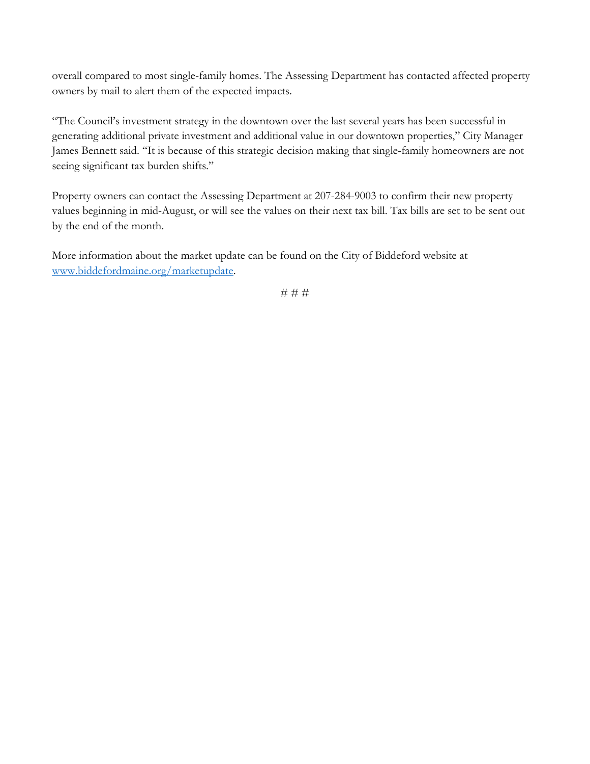overall compared to most single-family homes. The Assessing Department has contacted affected property owners by mail to alert them of the expected impacts.

"The Council's investment strategy in the downtown over the last several years has been successful in generating additional private investment and additional value in our downtown properties," City Manager James Bennett said. "It is because of this strategic decision making that single-family homeowners are not seeing significant tax burden shifts."

Property owners can contact the Assessing Department at 207-284-9003 to confirm their new property values beginning in mid-August, or will see the values on their next tax bill. Tax bills are set to be sent out by the end of the month.

More information about the market update can be found on the City of Biddeford website at [www.biddefordmaine.org/marketupdate](www.biddefordmaine.org/marketupdate).

# # #